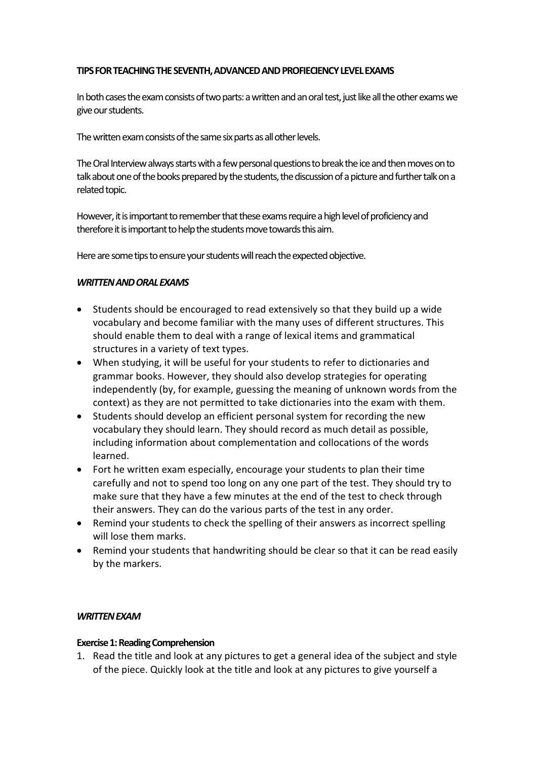**TIPS FOR TEACHING THE SEVENTH, ADVANCED AND PROFIECIENCY LEVEL EXAMS**

In both cases the exam consists of two parts: a written and an oral test, just like all the other exams we give our students.

The written exam consists of the same six parts as all other levels.

The Oral Interview always starts with a few personal questions to break the ice and then moves on to talk about one of the books prepared by the students, the discussion of a picture and further talk on a related topic.

However, it is important to remember that these exams require a high level of proficiency and therefore it is important to help the students move towards this aim.

Here are some tips to ensure your students will reach the expected objective.

***WRITTEN AND ORAL EXAMS***

- Students should be encouraged to read extensively so that they build up a wide vocabulary and become familiar with the many uses of different structures. This should enable them to deal with a range of lexical items and grammatical structures in a variety of text types.
- When studying, it will be useful for your students to refer to dictionaries and grammar books. However, they should also develop strategies for operating independently (by, for example, guessing the meaning of unknown words from the context) as they are not permitted to take dictionaries into the exam with them.
- Students should develop an efficient personal system for recording the new vocabulary they should learn. They should record as much detail as possible, including information about complementation and collocations of the words learned.
- Fort he written exam especially, encourage your students to plan their time carefully and not to spend too long on any one part of the test. They should try to make sure that they have a few minutes at the end of the test to check through their answers. They can do the various parts of the test in any order.
- Remind your students to check the spelling of their answers as incorrect spelling will lose them marks.
- Remind your students that handwriting should be clear so that it can be read easily by the markers.

***WRITTEN EXAM***

**Exercise 1: Reading Comprehension**

1. Read the title and look at any pictures to get a general idea of the subject and style of the piece. Quickly look at the title and look at any pictures to give yourself a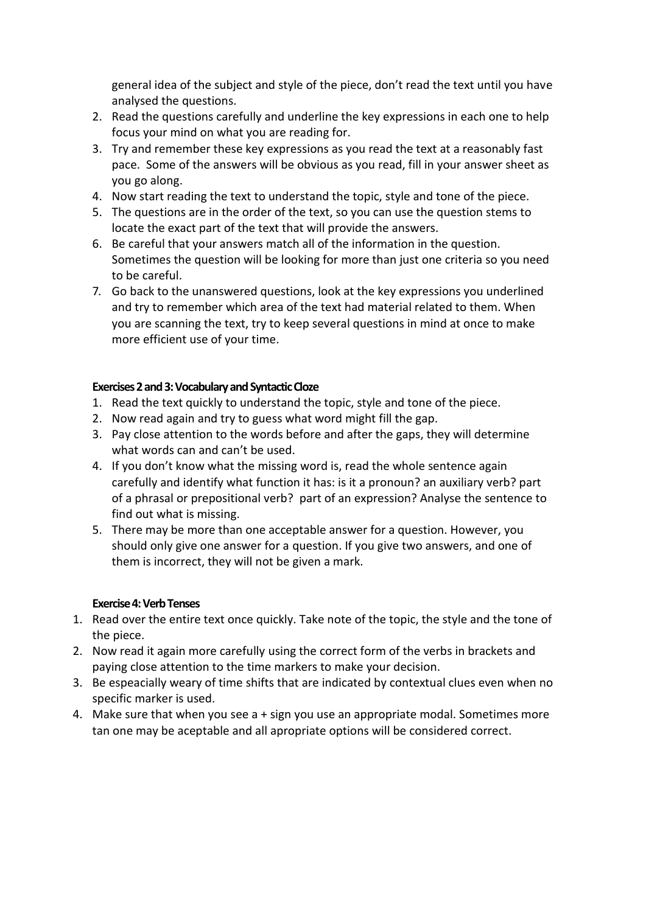general idea of the subject and style of the piece, don't read the text until you have analysed the questions.

2. Read the questions carefully and underline the key expressions in each one to help focus your mind on what you are reading for.
3. Try and remember these key expressions as you read the text at a reasonably fast pace. Some of the answers will be obvious as you read, fill in your answer sheet as you go along.
4. Now start reading the text to understand the topic, style and tone of the piece.
5. The questions are in the order of the text, so you can use the question stems to locate the exact part of the text that will provide the answers.
6. Be careful that your answers match all of the information in the question. Sometimes the question will be looking for more than just one criteria so you need to be careful.
7. Go back to the unanswered questions, look at the key expressions you underlined and try to remember which area of the text had material related to them. When you are scanning the text, try to keep several questions in mind at once to make more efficient use of your time.

**Exercises 2 and 3: Vocabulary and Syntactic Cloze**

1. Read the text quickly to understand the topic, style and tone of the piece.
2. Now read again and try to guess what word might fill the gap.
3. Pay close attention to the words before and after the gaps, they will determine what words can and can't be used.
4. If you don't know what the missing word is, read the whole sentence again carefully and identify what function it has: is it a pronoun? an auxiliary verb? part of a phrasal or prepositional verb? part of an expression? Analyse the sentence to find out what is missing.
5. There may be more than one acceptable answer for a question. However, you should only give one answer for a question. If you give two answers, and one of them is incorrect, they will not be given a mark.

**Exercise 4: Verb Tenses**

1. Read over the entire text once quickly. Take note of the topic, the style and the tone of the piece.
2. Now read it again more carefully using the correct form of the verbs in brackets and paying close attention to the time markers to make your decision.
3. Be espeacially weary of time shifts that are indicated by contextual clues even when no specific marker is used.
4. Make sure that when you see a + sign you use an appropriate modal. Sometimes more tan one may be aceptable and all apropriate options will be considered correct.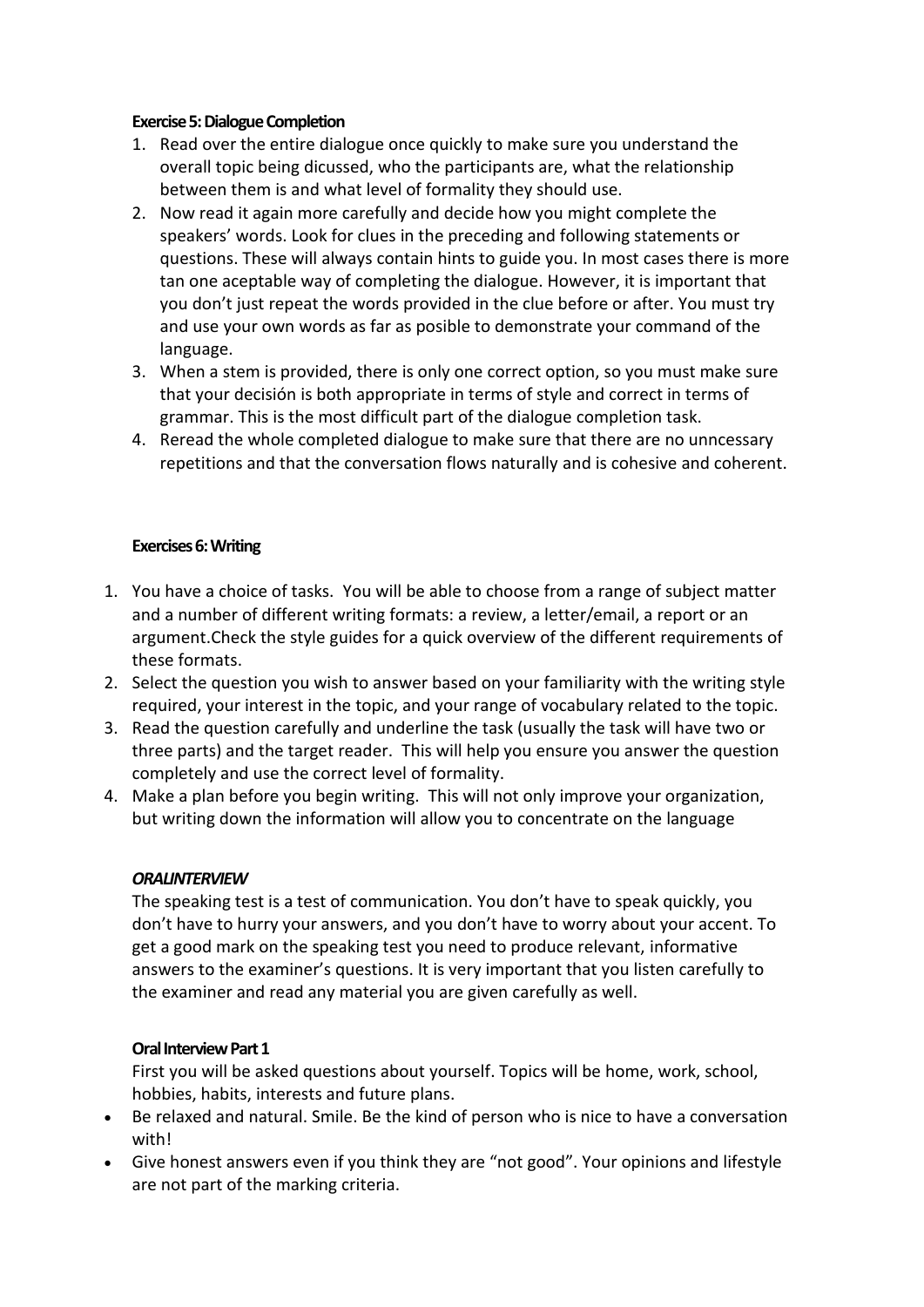**Exercise 5: Dialogue Completion**

1. Read over the entire dialogue once quickly to make sure you understand the overall topic being dicussed, who the participants are, what the relationship between them is and what level of formality they should use.
2. Now read it again more carefully and decide how you might complete the speakers' words. Look for clues in the preceding and following statements or questions. These will always contain hints to guide you. In most cases there is more tan one aceptable way of completing the dialogue. However, it is important that you don't just repeat the words provided in the clue before or after. You must try and use your own words as far as posible to demonstrate your command of the language.
3. When a stem is provided, there is only one correct option, so you must make sure that your decisión is both appropriate in terms of style and correct in terms of grammar. This is the most difficult part of the dialogue completion task.
4. Reread the whole completed dialogue to make sure that there are no unncessary repetitions and that the conversation flows naturally and is cohesive and coherent.

**Exercises 6: Writing**

1. You have a choice of tasks. You will be able to choose from a range of subject matter and a number of different writing formats: a review, a letter/email, a report or an argument.Check the style guides for a quick overview of the different requirements of these formats.
2. Select the question you wish to answer based on your familiarity with the writing style required, your interest in the topic, and your range of vocabulary related to the topic.
3. Read the question carefully and underline the task (usually the task will have two or three parts) and the target reader. This will help you ensure you answer the question completely and use the correct level of formality.
4. Make a plan before you begin writing. This will not only improve your organization, but writing down the information will allow you to concentrate on the language

***ORALINTERVIEW***

The speaking test is a test of communication. You don't have to speak quickly, you don't have to hurry your answers, and you don't have to worry about your accent. To get a good mark on the speaking test you need to produce relevant, informative answers to the examiner's questions. It is very important that you listen carefully to the examiner and read any material you are given carefully as well.

**Oral Interview Part 1**

First you will be asked questions about yourself. Topics will be home, work, school, hobbies, habits, interests and future plans.

- Be relaxed and natural. Smile. Be the kind of person who is nice to have a conversation with!
- Give honest answers even if you think they are "not good". Your opinions and lifestyle are not part of the marking criteria.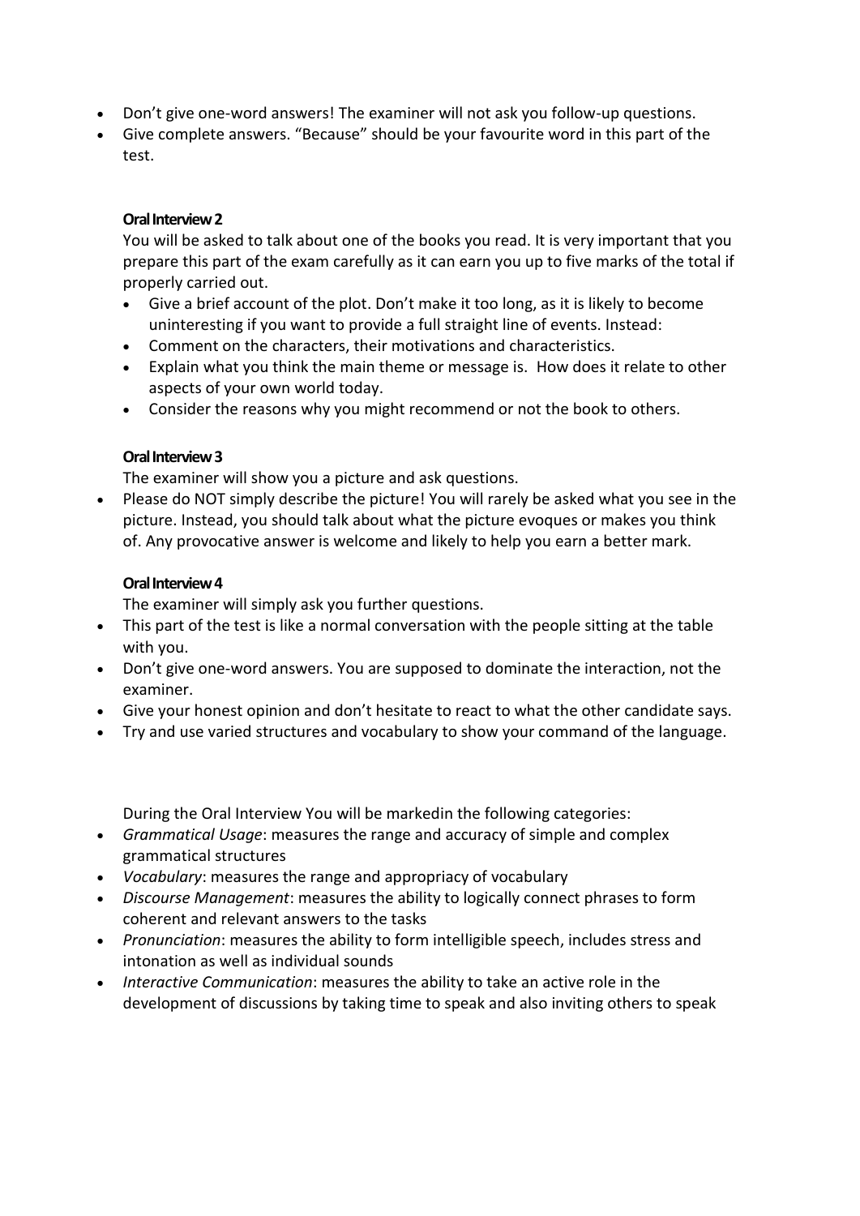- Don't give one-word answers! The examiner will not ask you follow-up questions.
- Give complete answers. "Because" should be your favourite word in this part of the test.

**Oral Interview 2**

You will be asked to talk about one of the books you read. It is very important that you prepare this part of the exam carefully as it can earn you up to five marks of the total if properly carried out.

- Give a brief account of the plot. Don't make it too long, as it is likely to become uninteresting if you want to provide a full straight line of events. Instead:
- Comment on the characters, their motivations and characteristics.
- Explain what you think the main theme or message is. How does it relate to other aspects of your own world today.
- Consider the reasons why you might recommend or not the book to others.

**Oral Interview 3**

The examiner will show you a picture and ask questions.

- Please do NOT simply describe the picture! You will rarely be asked what you see in the picture. Instead, you should talk about what the picture evoques or makes you think of. Any provocative answer is welcome and likely to help you earn a better mark.

**Oral Interview 4**

The examiner will simply ask you further questions.

- This part of the test is like a normal conversation with the people sitting at the table with you.
- Don't give one-word answers. You are supposed to dominate the interaction, not the examiner.
- Give your honest opinion and don't hesitate to react to what the other candidate says.
- Try and use varied structures and vocabulary to show your command of the language.

During the Oral Interview You will be markedin the following categories:

- *Grammatical Usage*: measures the range and accuracy of simple and complex grammatical structures
- *Vocabulary*: measures the range and appropriacy of vocabulary
- *Discourse Management*: measures the ability to logically connect phrases to form coherent and relevant answers to the tasks
- *Pronunciation*: measures the ability to form intelligible speech, includes stress and intonation as well as individual sounds
- *Interactive Communication*: measures the ability to take an active role in the development of discussions by taking time to speak and also inviting others to speak